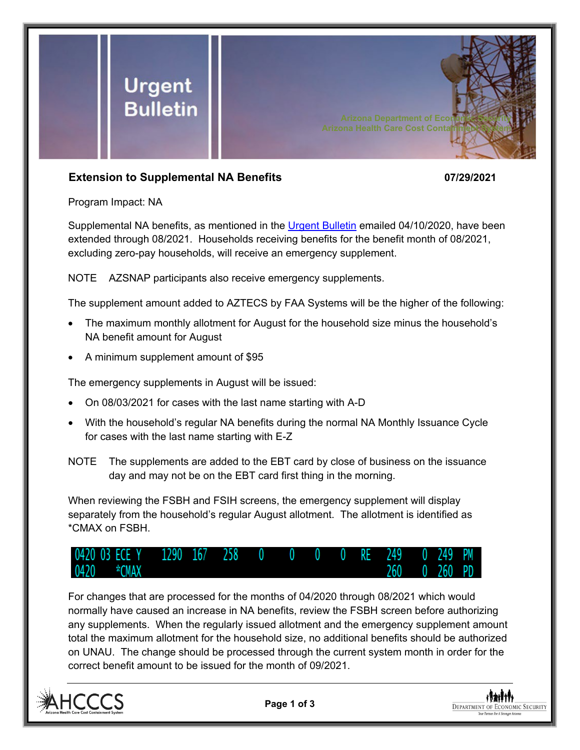# Urgent Bulletin

Arizona Department of Economic Security
Arizona Health Care Cost Containment System

**Extension to Supplemental NA Benefits** **07/29/2021**

Program Impact: NA

Supplemental NA benefits, as mentioned in the Urgent Bulletin emailed 04/10/2020, have been extended through 08/2021. Households receiving benefits for the benefit month of 08/2021, excluding zero-pay households, will receive an emergency supplement.

NOTE AZSNAP participants also receive emergency supplements.

The supplement amount added to AZTECS by FAA Systems will be the higher of the following:

- The maximum monthly allotment for August for the household size minus the household's NA benefit amount for August
- A minimum supplement amount of $95

The emergency supplements in August will be issued:

- On 08/03/2021 for cases with the last name starting with A-D
- With the household's regular NA benefits during the normal NA Monthly Issuance Cycle for cases with the last name starting with E-Z

NOTE The supplements are added to the EBT card by close of business on the issuance day and may not be on the EBT card first thing in the morning.

When reviewing the FSBH and FSIH screens, the emergency supplement will display separately from the household's regular August allotment. The allotment is identified as *CMAX on FSBH.

```
0420 03 ECE Y   1290  167   258   0    0    0    0   RE   249    0  249  PM
0420    *CMAX                                           260    0  260  PD
```

For changes that are processed for the months of 04/2020 through 08/2021 which would normally have caused an increase in NA benefits, review the FSBH screen before authorizing any supplements. When the regularly issued allotment and the emergency supplement amount total the maximum allotment for the household size, no additional benefits should be authorized on UNAU. The change should be processed through the current system month in order for the correct benefit amount to be issued for the month of 09/2021.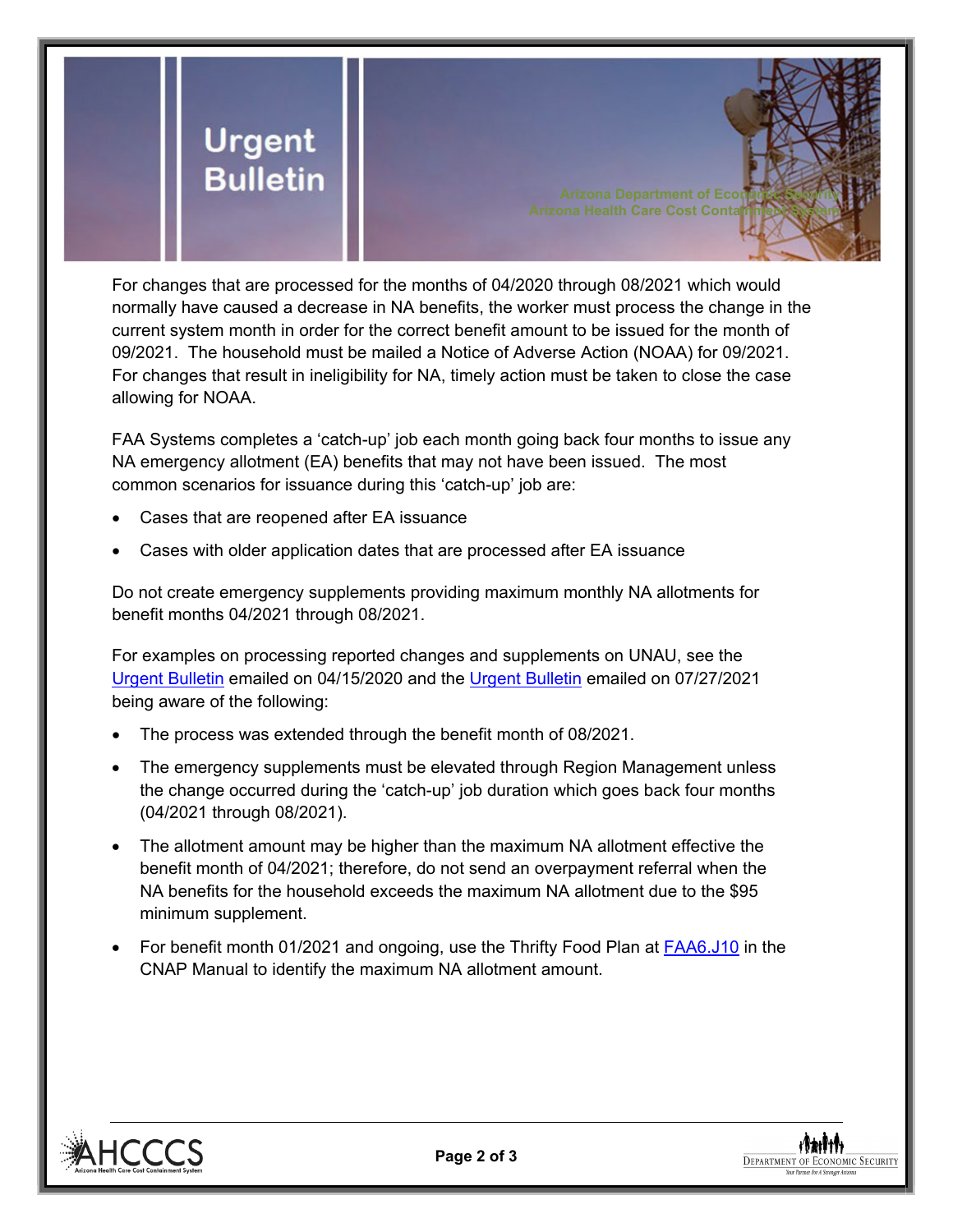For changes that are processed for the months of 04/2020 through 08/2021 which would normally have caused a decrease in NA benefits, the worker must process the change in the current system month in order for the correct benefit amount to be issued for the month of 09/2021. The household must be mailed a Notice of Adverse Action (NOAA) for 09/2021. For changes that result in ineligibility for NA, timely action must be taken to close the case allowing for NOAA.

FAA Systems completes a 'catch-up' job each month going back four months to issue any NA emergency allotment (EA) benefits that may not have been issued. The most common scenarios for issuance during this 'catch-up' job are:

- Cases that are reopened after EA issuance
- Cases with older application dates that are processed after EA issuance

Do not create emergency supplements providing maximum monthly NA allotments for benefit months 04/2021 through 08/2021.

For examples on processing reported changes and supplements on UNAU, see the Urgent Bulletin emailed on 04/15/2020 and the Urgent Bulletin emailed on 07/27/2021 being aware of the following:

- The process was extended through the benefit month of 08/2021.
- The emergency supplements must be elevated through Region Management unless the change occurred during the 'catch-up' job duration which goes back four months (04/2021 through 08/2021).
- The allotment amount may be higher than the maximum NA allotment effective the benefit month of 04/2021; therefore, do not send an overpayment referral when the NA benefits for the household exceeds the maximum NA allotment due to the $95 minimum supplement.
- For benefit month 01/2021 and ongoing, use the Thrifty Food Plan at FAA6.J10 in the CNAP Manual to identify the maximum NA allotment amount.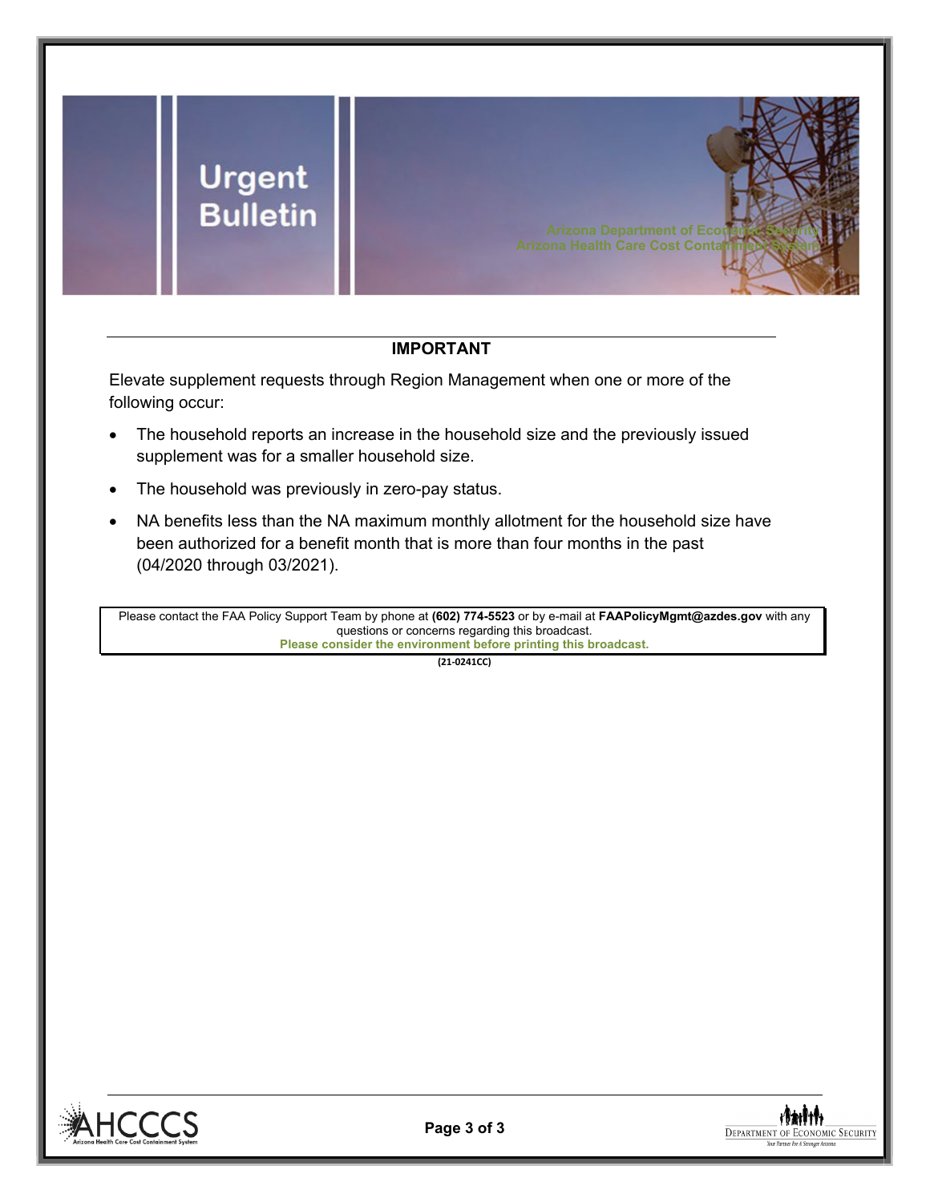**IMPORTANT**

Elevate supplement requests through Region Management when one or more of the following occur:

- The household reports an increase in the household size and the previously issued supplement was for a smaller household size.
- The household was previously in zero-pay status.
- NA benefits less than the NA maximum monthly allotment for the household size have been authorized for a benefit month that is more than four months in the past (04/2020 through 03/2021).

Please contact the FAA Policy Support Team by phone at **(602) 774-5523** or by e-mail at **FAAPolicyMgmt@azdes.gov** with any questions or concerns regarding this broadcast.
**Please consider the environment before printing this broadcast.**

**(21-0241CC)**